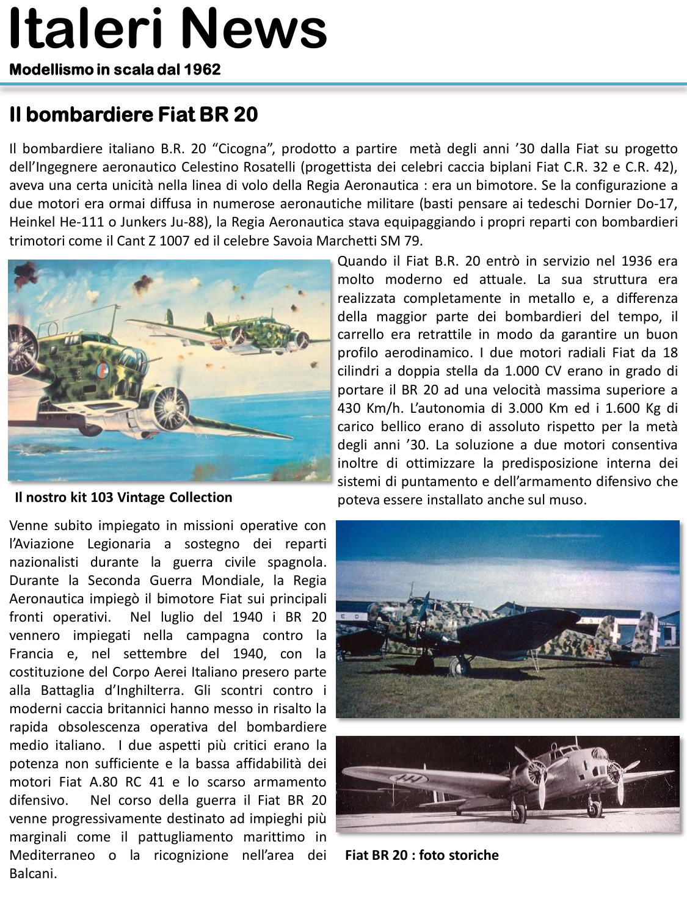# Italeri News

**Modellismo in scala dal 1962**

## Il bombardiere Fiat BR 20

Il bombardiere italiano B.R. 20 “Cicogna”, prodotto a partire metà degli anni ’30 dalla Fiat su progetto dell’Ingegnere aeronautico Celestino Rosatelli (progettista dei celebri caccia biplani Fiat C.R. 32 e C.R. 42), aveva una certa unicità nella linea di volo della Regia Aeronautica : era un bimotore. Se la configurazione a due motori era ormai diffusa in numerose aeronautiche militare (basti pensare ai tedeschi Dornier Do-17, Heinkel He-111 o Junkers Ju-88), la Regia Aeronautica stava equipaggiando i propri reparti con bombardieri trimotori come il Cant Z 1007 ed il celebre Savoia Marchetti SM 79.

Quando il Fiat B.R. 20 entrò in servizio nel 1936 era molto moderno ed attuale. La sua struttura era realizzata completamente in metallo e, a differenza della maggior parte dei bombardieri del tempo, il carrello era retrattile in modo da garantire un buon profilo aerodinamico. I due motori radiali Fiat da 18 cilindri a doppia stella da 1.000 CV erano in grado di portare il BR 20 ad una velocità massima superiore a 430 Km/h. L’autonomia di 3.000 Km ed i 1.600 Kg di carico bellico erano di assoluto rispetto per la metà degli anni ’30. La soluzione a due motori consentiva inoltre di ottimizzare la predisposizione interna dei sistemi di puntamento e dell’armamento difensivo che poteva essere installato anche sul muso.

**Il nostro kit 103 Vintage Collection**

Venne subito impiegato in missioni operative con l’Aviazione Legionaria a sostegno dei reparti nazionalisti durante la guerra civile spagnola. Durante la Seconda Guerra Mondiale, la Regia Aeronautica impiegò il bimotore Fiat sui principali fronti operativi. Nel luglio del 1940 i BR 20 vennero impiegati nella campagna contro la Francia e, nel settembre del 1940, con la costituzione del Corpo Aerei Italiano presero parte alla Battaglia d’Inghilterra. Gli scontri contro i moderni caccia britannici hanno messo in risalto la rapida obsolescenza operativa del bombardiere medio italiano. I due aspetti più critici erano la potenza non sufficiente e la bassa affidabilità dei motori Fiat A.80 RC 41 e lo scarso armamento difensivo. Nel corso della guerra il Fiat BR 20 venne progressivamente destinato ad impieghi più marginali come il pattugliamento marittimo in Mediterraneo o la ricognizione nell’area dei Balcani.

**Fiat BR 20 : foto storiche**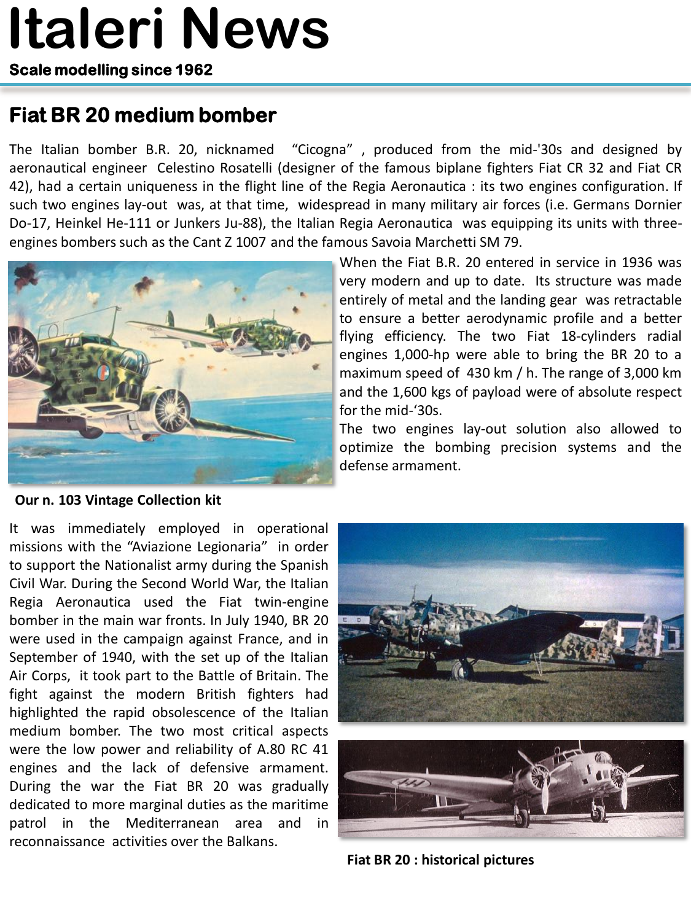# Italeri News

**Scale modelling since 1962**

## Fiat BR 20 medium bomber

The Italian bomber B.R. 20, nicknamed "Cicogna" , produced from the mid-'30s and designed by aeronautical engineer Celestino Rosatelli (designer of the famous biplane fighters Fiat CR 32 and Fiat CR 42), had a certain uniqueness in the flight line of the Regia Aeronautica : its two engines configuration. If such two engines lay-out was, at that time, widespread in many military air forces (i.e. Germans Dornier Do-17, Heinkel He-111 or Junkers Ju-88), the Italian Regia Aeronautica was equipping its units with three-engines bombers such as the Cant Z 1007 and the famous Savoia Marchetti SM 79.

When the Fiat B.R. 20 entered in service in 1936 was very modern and up to date. Its structure was made entirely of metal and the landing gear was retractable to ensure a better aerodynamic profile and a better flying efficiency. The two Fiat 18-cylinders radial engines 1,000-hp were able to bring the BR 20 to a maximum speed of 430 km / h. The range of 3,000 km and the 1,600 kgs of payload were of absolute respect for the mid-'30s.

The two engines lay-out solution also allowed to optimize the bombing precision systems and the defense armament.

**Our n. 103 Vintage Collection kit**

It was immediately employed in operational missions with the "Aviazione Legionaria" in order to support the Nationalist army during the Spanish Civil War. During the Second World War, the Italian Regia Aeronautica used the Fiat twin-engine bomber in the main war fronts. In July 1940, BR 20 were used in the campaign against France, and in September of 1940, with the set up of the Italian Air Corps, it took part to the Battle of Britain. The fight against the modern British fighters had highlighted the rapid obsolescence of the Italian medium bomber. The two most critical aspects were the low power and reliability of A.80 RC 41 engines and the lack of defensive armament. During the war the Fiat BR 20 was gradually dedicated to more marginal duties as the maritime patrol in the Mediterranean area and in reconnaissance activities over the Balkans.

**Fiat BR 20 : historical pictures**